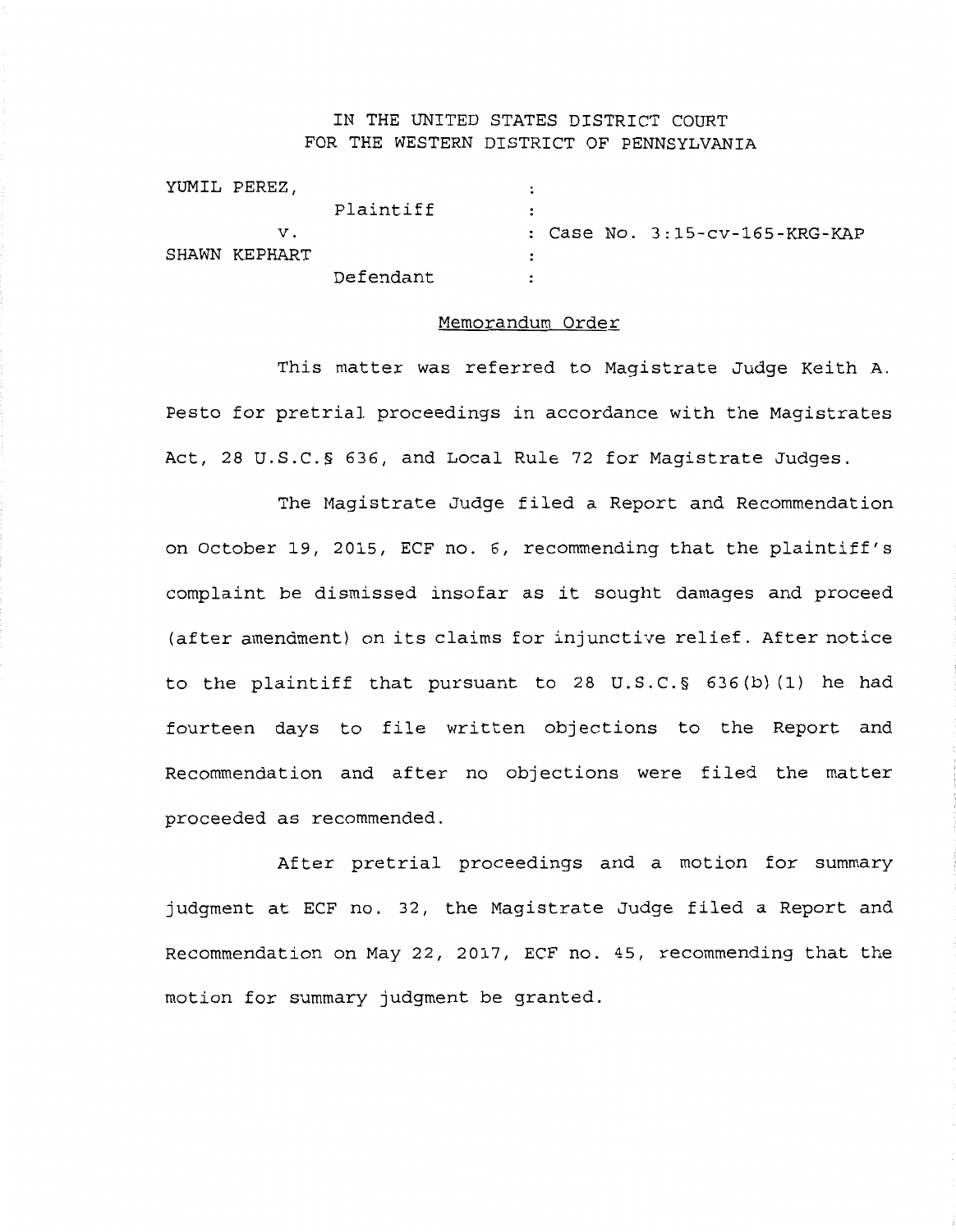IN THE UNITED STATES DISTRICT COURT
FOR THE WESTERN DISTRICT OF PENNSYLVANIA

| | | |
|---|---|---|
| YUMIL PEREZ, | : | |
| Plaintiff | : | |
| v. | : | Case No. 3:15-cv-165-KRG-KAP |
| SHAWN KEPHART | : | |
| Defendant | : | |

## Memorandum Order

This matter was referred to Magistrate Judge Keith A. Pesto for pretrial proceedings in accordance with the Magistrates Act, 28 U.S.C.§ 636, and Local Rule 72 for Magistrate Judges.

The Magistrate Judge filed a Report and Recommendation on October 19, 2015, ECF no. 6, recommending that the plaintiff's complaint be dismissed insofar as it sought damages and proceed (after amendment) on its claims for injunctive relief. After notice to the plaintiff that pursuant to 28 U.S.C.§ 636(b)(1) he had fourteen days to file written objections to the Report and Recommendation and after no objections were filed the matter proceeded as recommended.

After pretrial proceedings and a motion for summary judgment at ECF no. 32, the Magistrate Judge filed a Report and Recommendation on May 22, 2017, ECF no. 45, recommending that the motion for summary judgment be granted.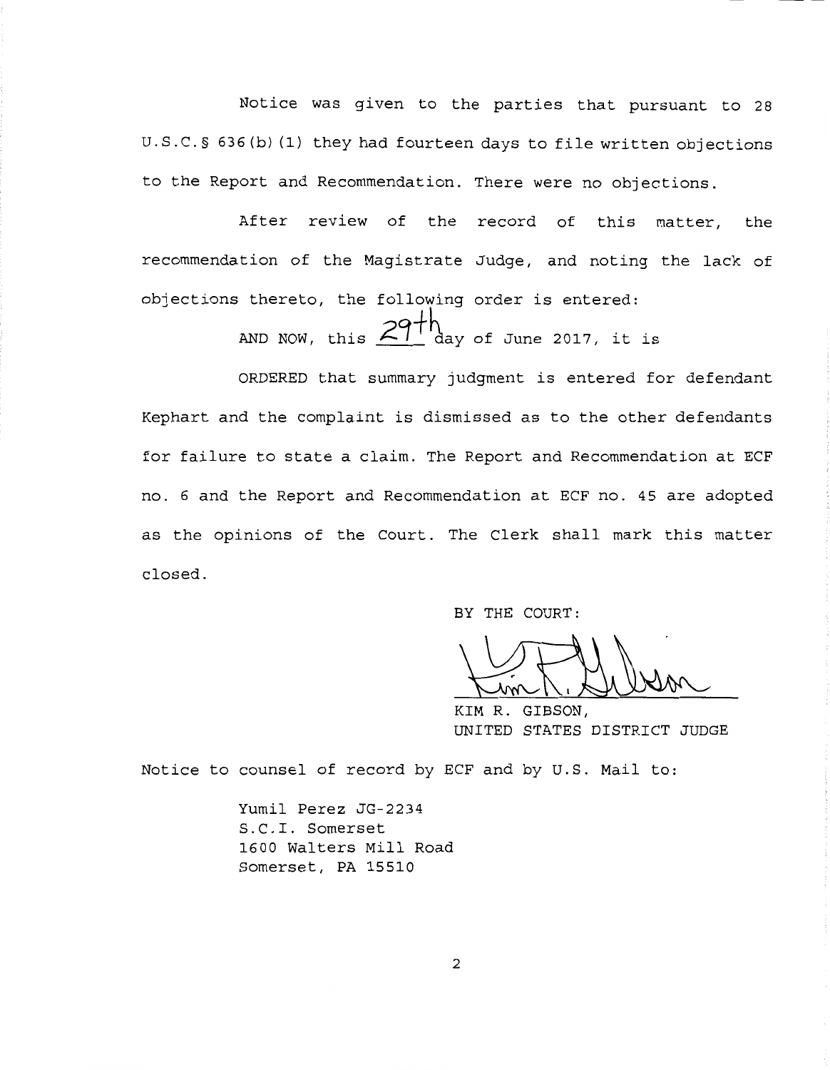Notice was given to the parties that pursuant to 28 U.S.C.§ 636(b)(1) they had fourteen days to file written objections to the Report and Recommendation. There were no objections.

After review of the record of this matter, the recommendation of the Magistrate Judge, and noting the lack of objections thereto, the following order is entered:

AND NOW, this 29th day of June 2017, it is

ORDERED that summary judgment is entered for defendant Kephart and the complaint is dismissed as to the other defendants for failure to state a claim. The Report and Recommendation at ECF no. 6 and the Report and Recommendation at ECF no. 45 are adopted as the opinions of the Court. The Clerk shall mark this matter closed.

BY THE COURT:

KIM R. GIBSON,
UNITED STATES DISTRICT JUDGE

Notice to counsel of record by ECF and by U.S. Mail to:

Yumil Perez JG-2234
S.C.I. Somerset
1600 Walters Mill Road
Somerset, PA 15510